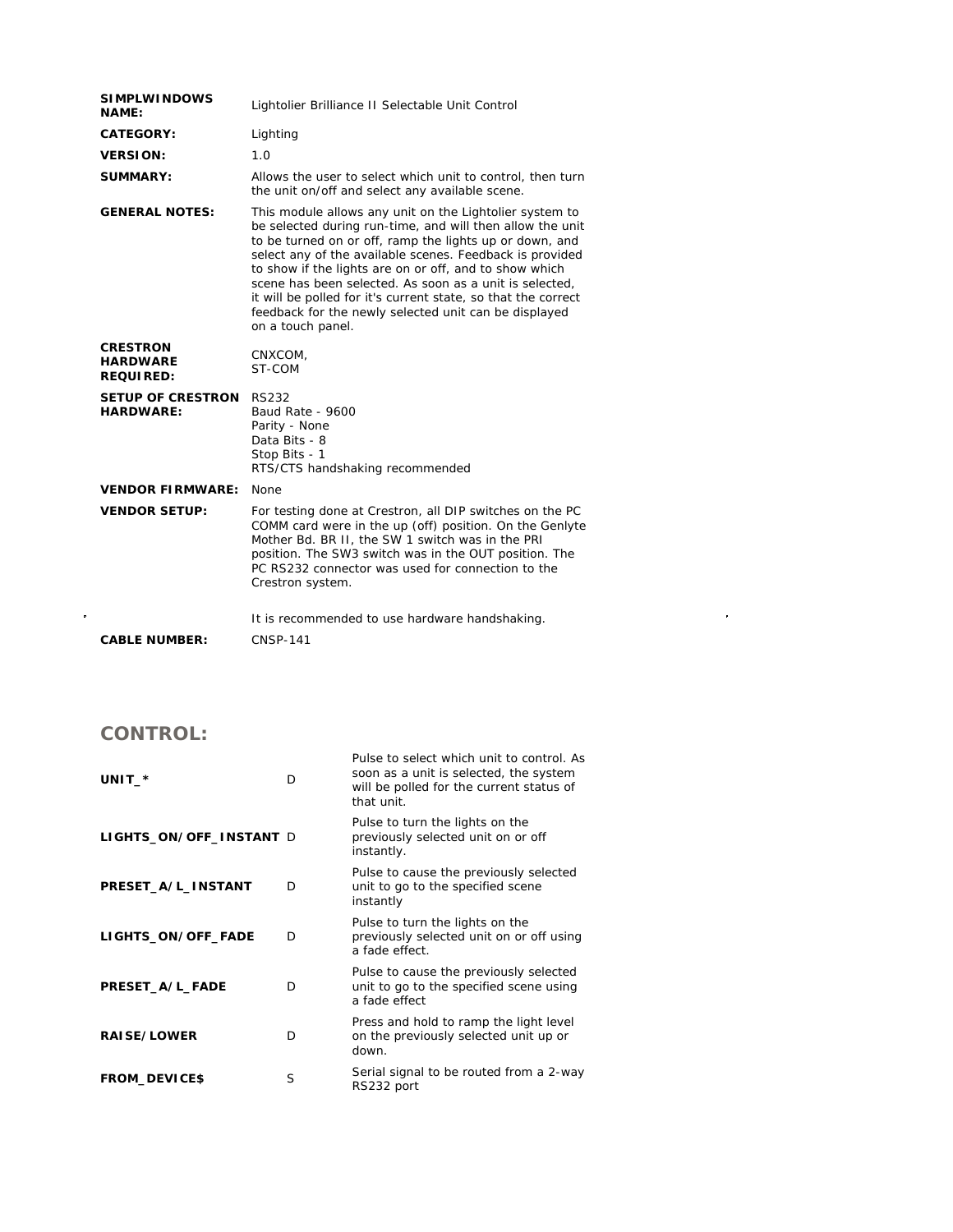| | |
|---|---|
| **SIMPLWINDOWS NAME:** | Lightolier Brilliance II Selectable Unit Control |
| **CATEGORY:** | Lighting |
| **VERSION:** | 1.0 |
| **SUMMARY:** | Allows the user to select which unit to control, then turn the unit on/off and select any available scene. |
| **GENERAL NOTES:** | This module allows any unit on the Lightolier system to be selected during run-time, and will then allow the unit to be turned on or off, ramp the lights up or down, and select any of the available scenes. Feedback is provided to show if the lights are on or off, and to show which scene has been selected. As soon as a unit is selected, it will be polled for it's current state, so that the correct feedback for the newly selected unit can be displayed on a touch panel. |
| **CRESTRON HARDWARE REQUIRED:** | CNXCOM,<br>ST-COM |
| **SETUP OF CRESTRON HARDWARE:** | RS232<br>Baud Rate - 9600<br>Parity - None<br>Data Bits - 8<br>Stop Bits - 1<br>RTS/CTS handshaking recommended |
| **VENDOR FIRMWARE:** | None |
| **VENDOR SETUP:** | For testing done at Crestron, all DIP switches on the PC COMM card were in the up (off) position. On the Genlyte Mother Bd. BR II, the SW 1 switch was in the PRI position. The SW3 switch was in the OUT position. The PC RS232 connector was used for connection to the Crestron system.<br><br>It is recommended to use hardware handshaking. |
| **CABLE NUMBER:** | CNSP-141 |

## CONTROL:

| | | |
|---|---|---|
| **UNIT_*** | D | Pulse to select which unit to control. As soon as a unit is selected, the system will be polled for the current status of that unit. |
| **LIGHTS_ON/OFF_INSTANT** | D | Pulse to turn the lights on the previously selected unit on or off instantly. |
| **PRESET_A/L_INSTANT** | D | Pulse to cause the previously selected unit to go to the specified scene instantly |
| **LIGHTS_ON/OFF_FADE** | D | Pulse to turn the lights on the previously selected unit on or off using a fade effect. |
| **PRESET_A/L_FADE** | D | Pulse to cause the previously selected unit to go to the specified scene using a fade effect |
| **RAISE/LOWER** | D | Press and hold to ramp the light level on the previously selected unit up or down. |
| **FROM_DEVICE$** | S | Serial signal to be routed from a 2-way RS232 port |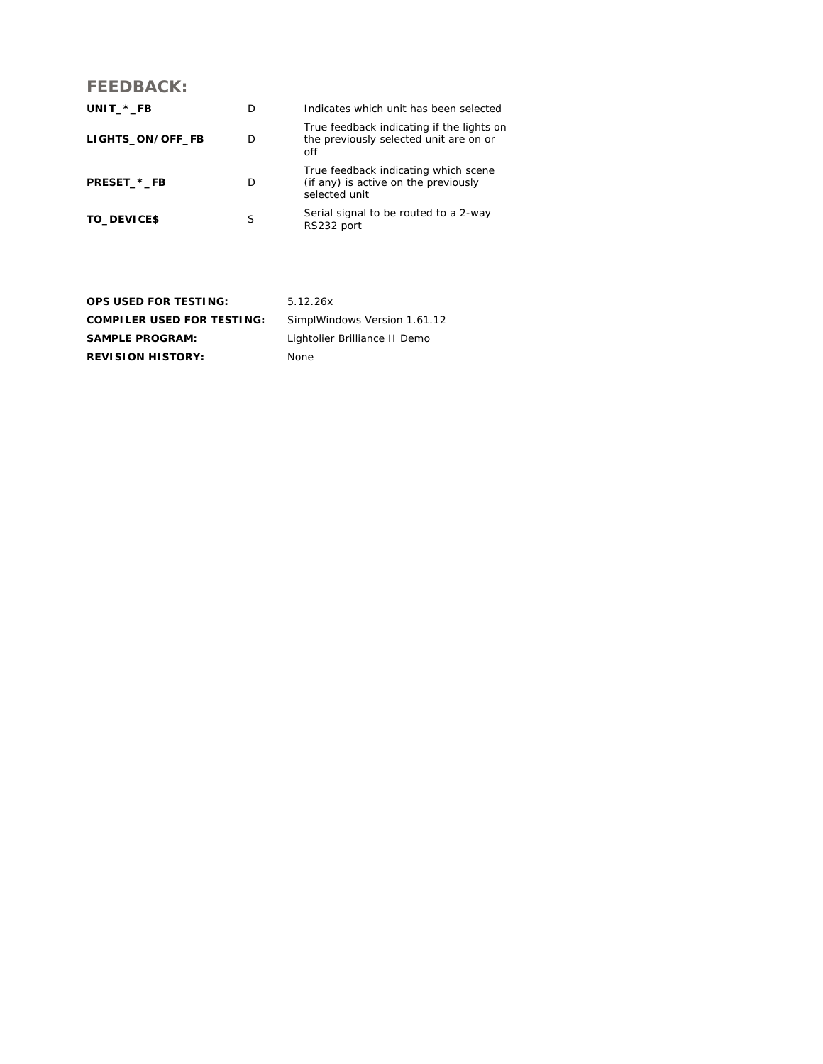## FEEDBACK:

| | | |
|---|---|---|
| **UNIT_*_FB** | D | Indicates which unit has been selected |
| **LIGHTS_ON/OFF_FB** | D | True feedback indicating if the lights on the previously selected unit are on or off |
| **PRESET_*_FB** | D | True feedback indicating which scene (if any) is active on the previously selected unit |
| **TO_DEVICE$** | S | Serial signal to be routed to a 2-way RS232 port |

| | |
|---|---|
| **OPS USED FOR TESTING:** | 5.12.26x |
| **COMPILER USED FOR TESTING:** | SimplWindows Version 1.61.12 |
| **SAMPLE PROGRAM:** | Lightolier Brilliance II Demo |
| **REVISION HISTORY:** | None |